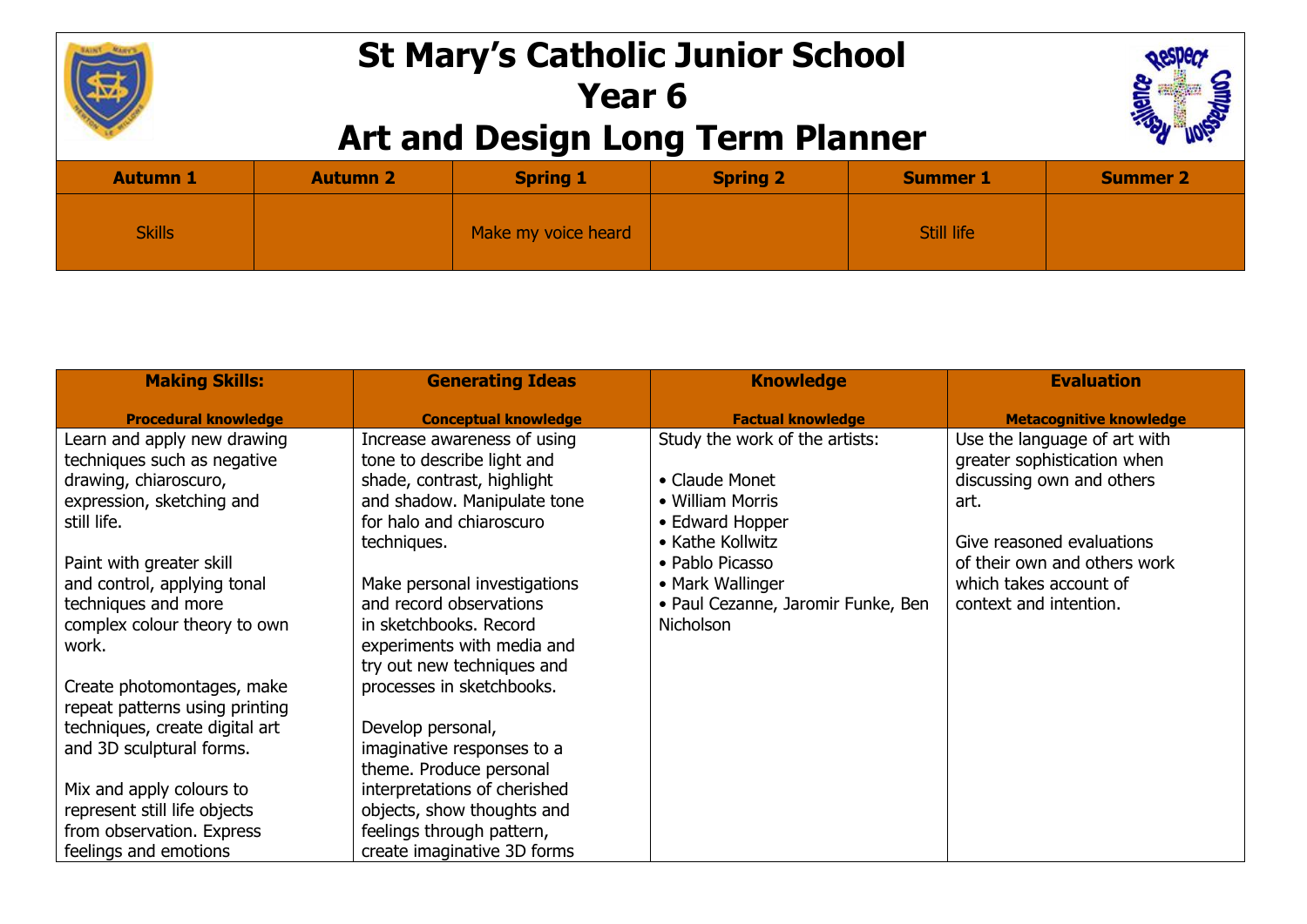# St Mary's Catholic Junior School
## Year 6
## Art and Design Long Term Planner

| Autumn 1 | Autumn 2 | Spring 1 | Spring 2 | Summer 1 | Summer 2 |
|---|---|---|---|---|---|
| Skills | | Make my voice heard | | Still life | |

| Making Skills: Procedural knowledge | Generating Ideas Conceptual knowledge | Knowledge Factual knowledge | Evaluation Metacognitive knowledge |
|---|---|---|---|
| Learn and apply new drawing techniques such as negative drawing, chiaroscuro, expression, sketching and still life.<br><br>Paint with greater skill and control, applying tonal techniques and more complex colour theory to own work.<br><br>Create photomontages, make repeat patterns using printing techniques, create digital art and 3D sculptural forms.<br><br>Mix and apply colours to represent still life objects from observation. Express feelings and emotions | Increase awareness of using tone to describe light and shade, contrast, highlight and shadow. Manipulate tone for halo and chiaroscuro techniques.<br><br>Make personal investigations and record observations in sketchbooks. Record experiments with media and try out new techniques and processes in sketchbooks.<br><br>Develop personal, imaginative responses to a theme. Produce personal interpretations of cherished objects, show thoughts and feelings through pattern, create imaginative 3D forms | Study the work of the artists:<br><br>• Claude Monet<br>• William Morris<br>• Edward Hopper<br>• Kathe Kollwitz<br>• Pablo Picasso<br>• Mark Wallinger<br>• Paul Cezanne, Jaromir Funke, Ben Nicholson | Use the language of art with greater sophistication when discussing own and others art.<br><br>Give reasoned evaluations of their own and others work which takes account of context and intention. |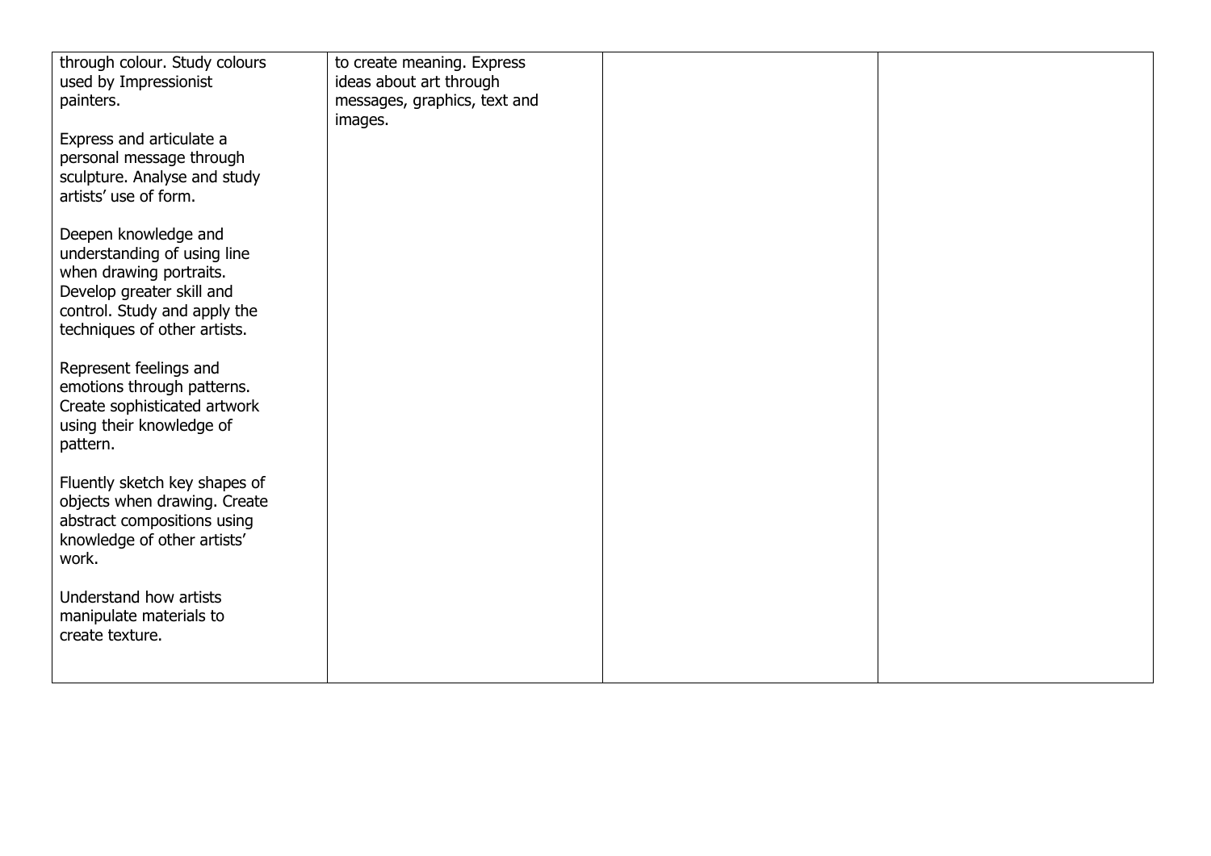| | | | |
|---|---|---|---|
| through colour. Study colours used by Impressionist painters.<br><br>Express and articulate a personal message through sculpture. Analyse and study artists' use of form.<br><br>Deepen knowledge and understanding of using line when drawing portraits. Develop greater skill and control. Study and apply the techniques of other artists.<br><br>Represent feelings and emotions through patterns. Create sophisticated artwork using their knowledge of pattern.<br><br>Fluently sketch key shapes of objects when drawing. Create abstract compositions using knowledge of other artists' work.<br><br>Understand how artists manipulate materials to create texture. | to create meaning. Express ideas about art through messages, graphics, text and images. | | |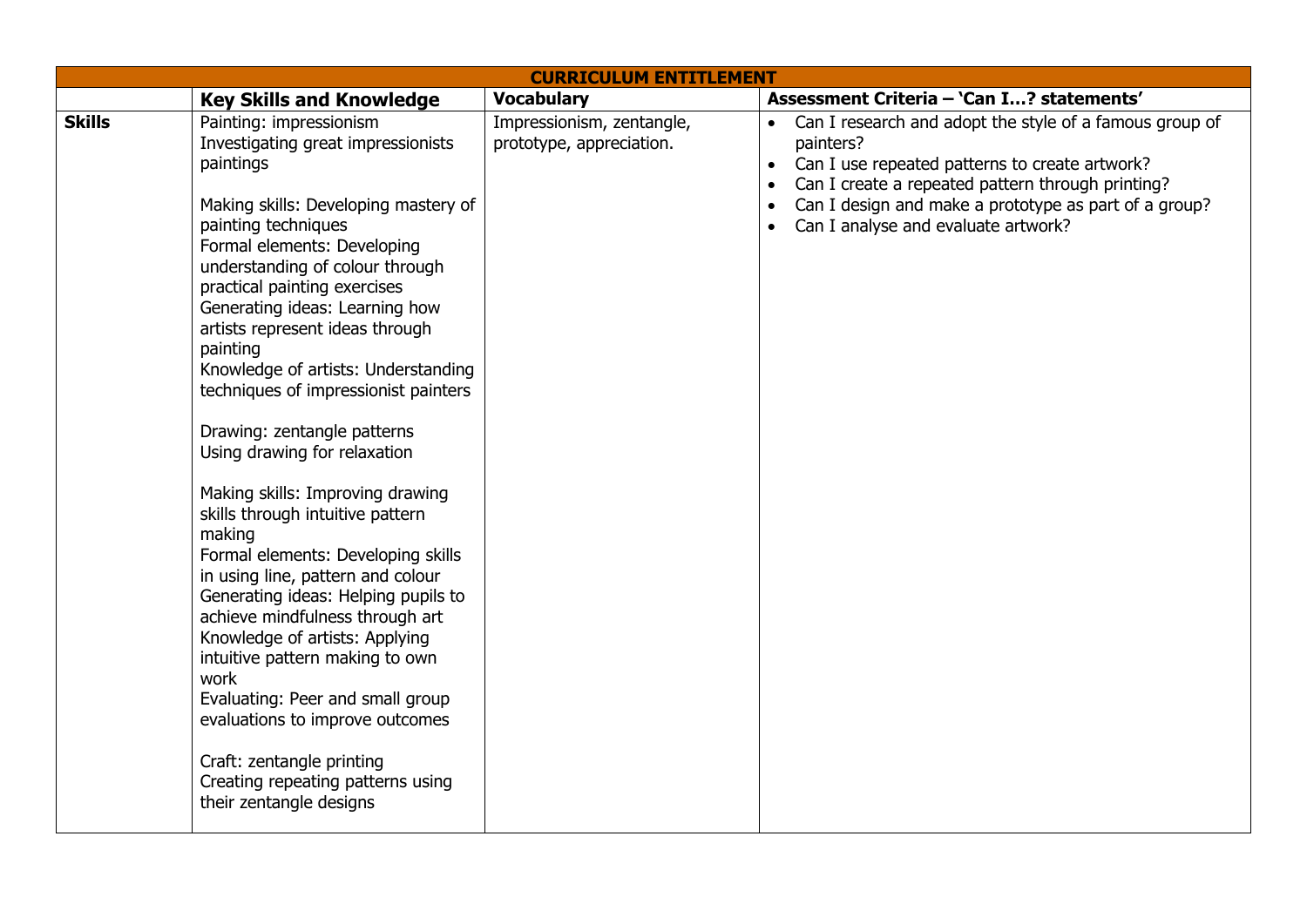| CURRICULUM ENTITLEMENT | | | |
|---|---|---|---|
| | **Key Skills and Knowledge** | **Vocabulary** | **Assessment Criteria – 'Can I…? statements'** |
| **Skills** | Painting: impressionism<br>Investigating great impressionists paintings<br><br>Making skills: Developing mastery of painting techniques<br>Formal elements: Developing understanding of colour through practical painting exercises<br>Generating ideas: Learning how artists represent ideas through painting<br>Knowledge of artists: Understanding techniques of impressionist painters<br><br>Drawing: zentangle patterns<br>Using drawing for relaxation<br><br>Making skills: Improving drawing skills through intuitive pattern making<br>Formal elements: Developing skills in using line, pattern and colour<br>Generating ideas: Helping pupils to achieve mindfulness through art<br>Knowledge of artists: Applying intuitive pattern making to own work<br>Evaluating: Peer and small group evaluations to improve outcomes<br><br>Craft: zentangle printing<br>Creating repeating patterns using their zentangle designs | Impressionism, zentangle, prototype, appreciation. | • Can I research and adopt the style of a famous group of painters?<br>• Can I use repeated patterns to create artwork?<br>• Can I create a repeated pattern through printing?<br>• Can I design and make a prototype as part of a group?<br>• Can I analyse and evaluate artwork? |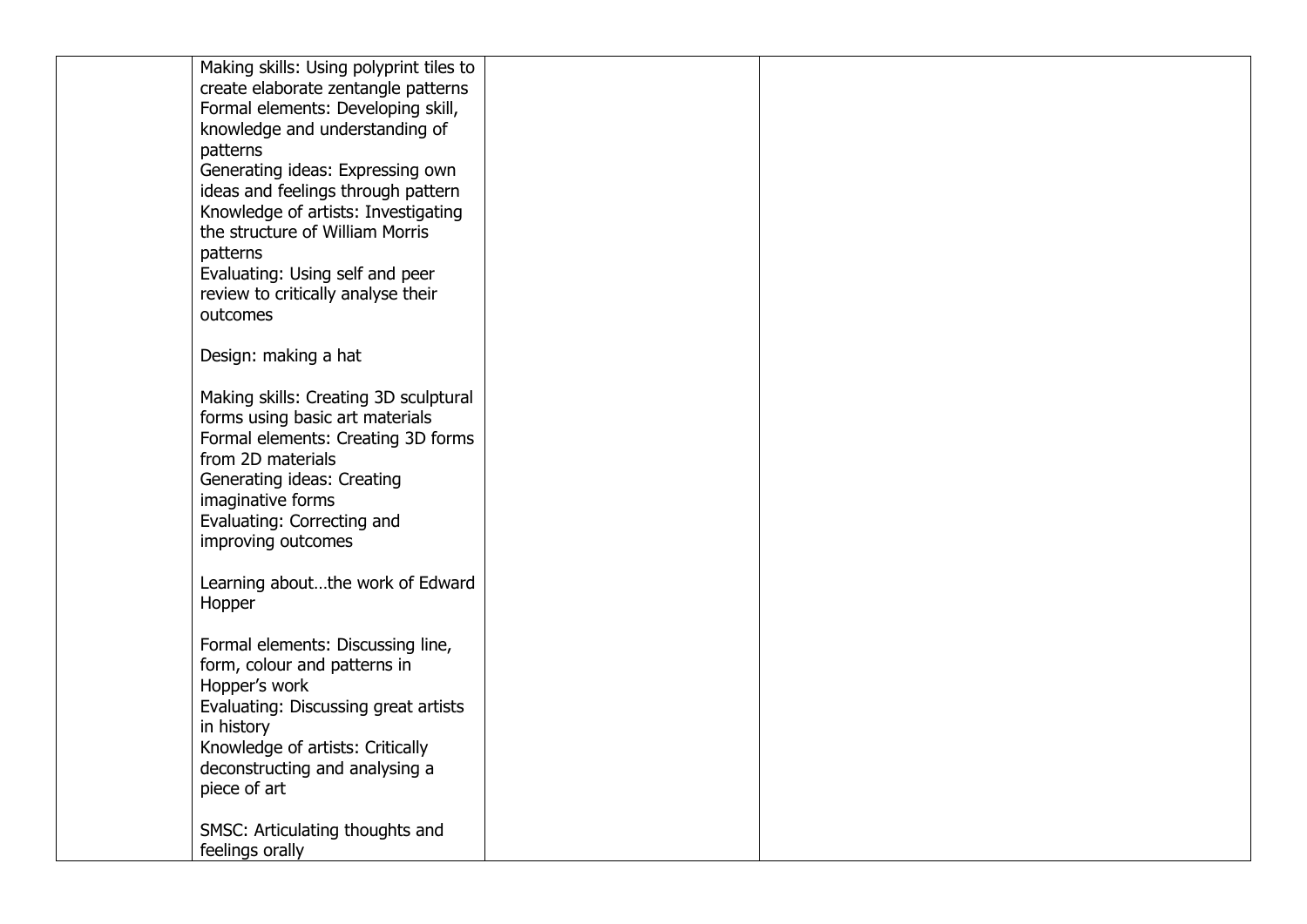| | | | |
|---|---|---|---|
| | Making skills: Using polyprint tiles to create elaborate zentangle patterns<br>Formal elements: Developing skill, knowledge and understanding of patterns<br>Generating ideas: Expressing own ideas and feelings through pattern<br>Knowledge of artists: Investigating the structure of William Morris patterns<br>Evaluating: Using self and peer review to critically analyse their outcomes<br><br>Design: making a hat<br><br>Making skills: Creating 3D sculptural forms using basic art materials<br>Formal elements: Creating 3D forms from 2D materials<br>Generating ideas: Creating imaginative forms<br>Evaluating: Correcting and improving outcomes<br><br>Learning about…the work of Edward Hopper<br><br>Formal elements: Discussing line, form, colour and patterns in Hopper's work<br>Evaluating: Discussing great artists in history<br>Knowledge of artists: Critically deconstructing and analysing a piece of art<br><br>SMSC: Articulating thoughts and feelings orally | | |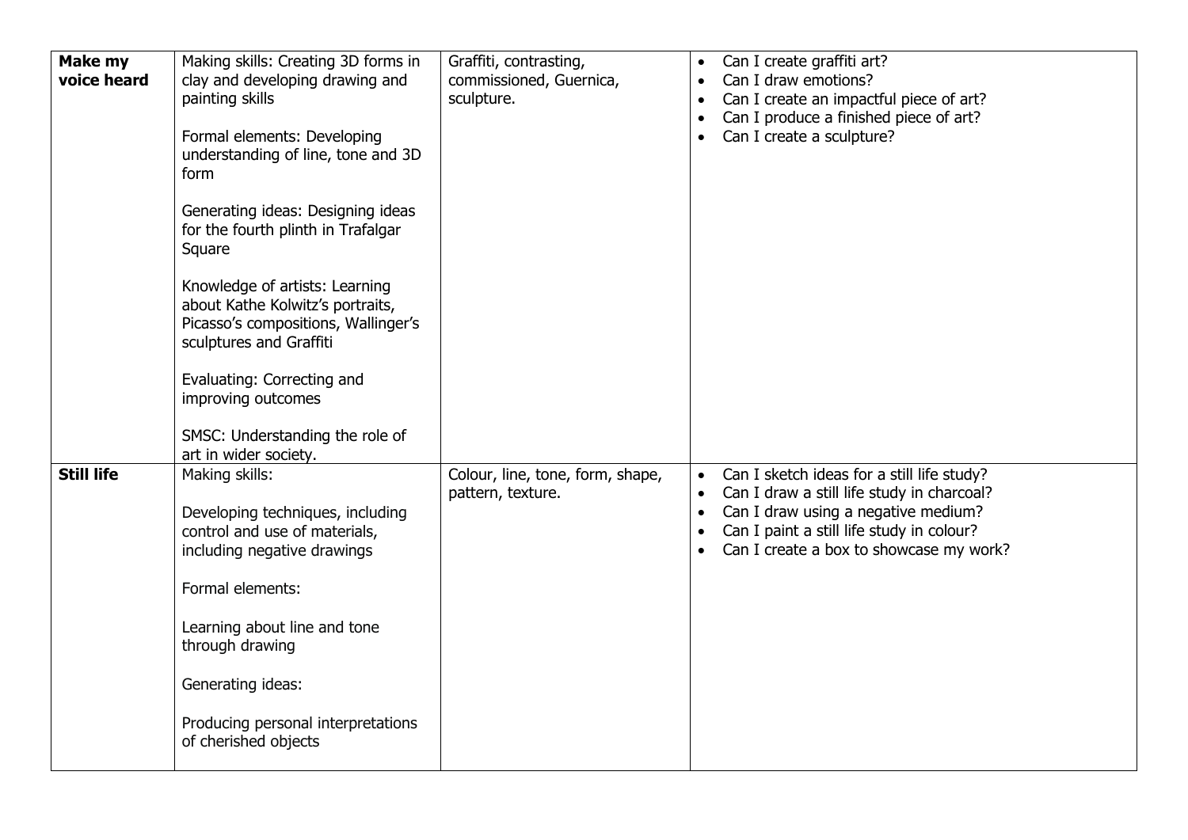| | | | |
|---|---|---|---|
| **Make my voice heard** | Making skills: Creating 3D forms in clay and developing drawing and painting skills<br><br>Formal elements: Developing understanding of line, tone and 3D form<br><br>Generating ideas: Designing ideas for the fourth plinth in Trafalgar Square<br><br>Knowledge of artists: Learning about Kathe Kolwitz's portraits, Picasso's compositions, Wallinger's sculptures and Graffiti<br><br>Evaluating: Correcting and improving outcomes<br><br>SMSC: Understanding the role of art in wider society. | Graffiti, contrasting, commissioned, Guernica, sculpture. | • Can I create graffiti art?<br>• Can I draw emotions?<br>• Can I create an impactful piece of art?<br>• Can I produce a finished piece of art?<br>• Can I create a sculpture? |
| **Still life** | Making skills:<br><br>Developing techniques, including control and use of materials, including negative drawings<br><br>Formal elements:<br><br>Learning about line and tone through drawing<br><br>Generating ideas:<br><br>Producing personal interpretations of cherished objects | Colour, line, tone, form, shape, pattern, texture. | • Can I sketch ideas for a still life study?<br>• Can I draw a still life study in charcoal?<br>• Can I draw using a negative medium?<br>• Can I paint a still life study in colour?<br>• Can I create a box to showcase my work? |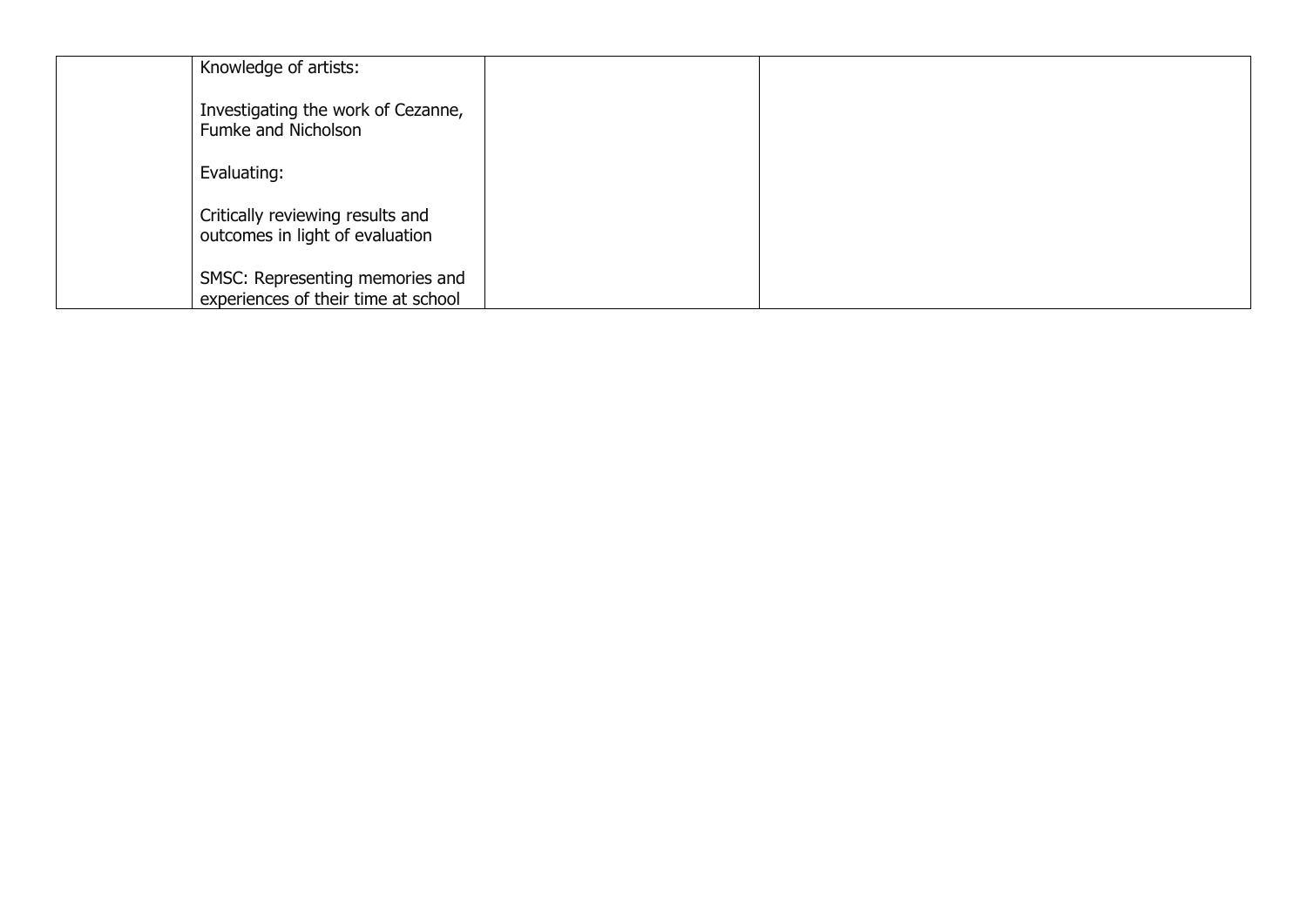| | | | |
|---|---|---|---|
| | Knowledge of artists:<br><br>Investigating the work of Cezanne, Fumke and Nicholson<br><br>Evaluating:<br><br>Critically reviewing results and outcomes in light of evaluation<br><br>SMSC: Representing memories and experiences of their time at school | | |